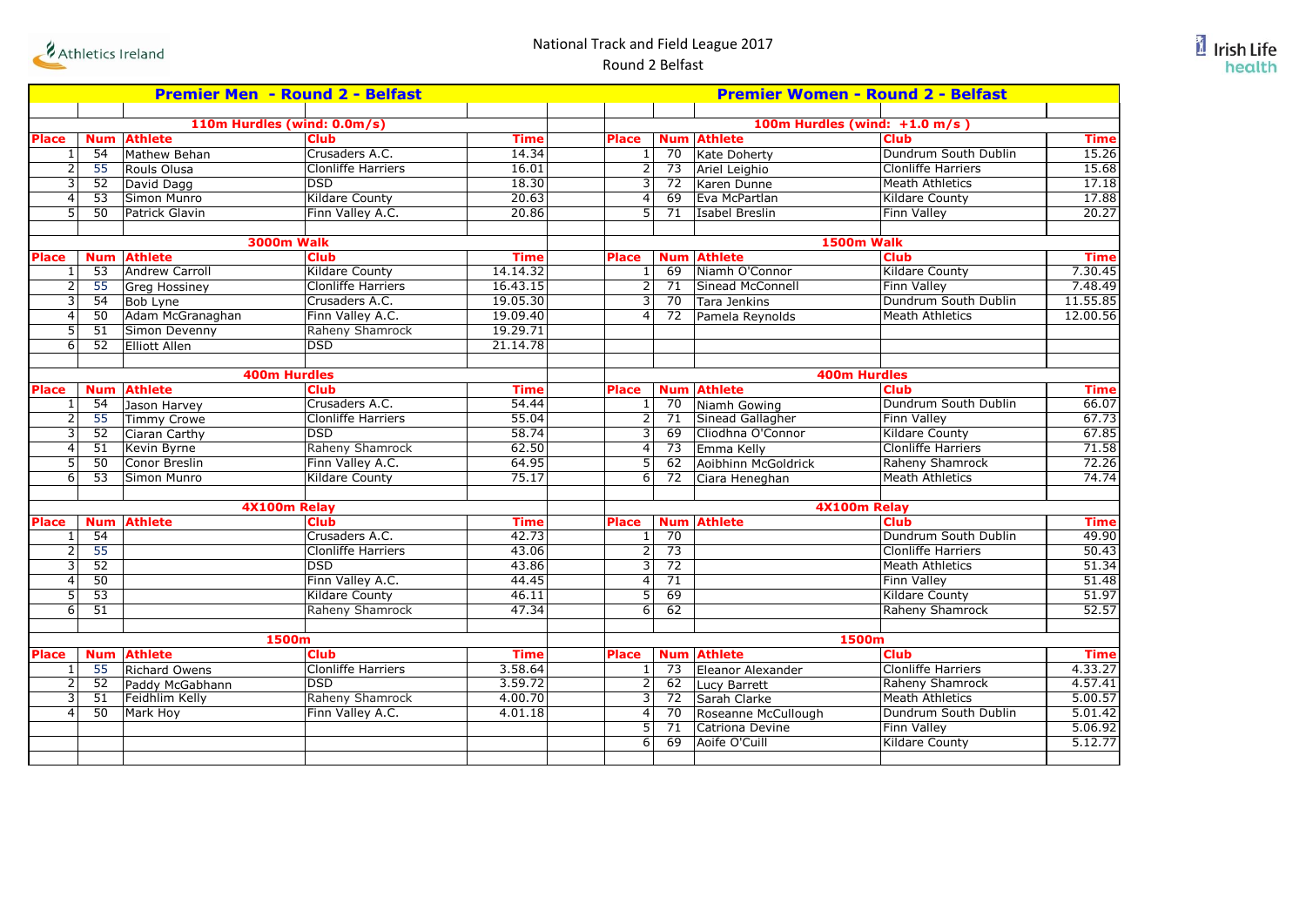Athletics Ireland

National Track and Field League 2017

Round 2 Belfast

Irish Life health

## Premier Men - Round 2 - Belfast

### 110m Hurdles (wind: 0.0m/s)

| Place | Num | Athlete | Club | Time |
|---|---|---|---|---|
| 1 | 54 | Mathew Behan | Crusaders A.C. | 14.34 |
| 2 | 55 | Rouls Olusa | Clonliffe Harriers | 16.01 |
| 3 | 52 | David Dagg | DSD | 18.30 |
| 4 | 53 | Simon Munro | Kildare County | 20.63 |
| 5 | 50 | Patrick Glavin | Finn Valley A.C. | 20.86 |

### 3000m Walk

| Place | Num | Athlete | Club | Time |
|---|---|---|---|---|
| 1 | 53 | Andrew Carroll | Kildare County | 14.14.32 |
| 2 | 55 | Greg Hossiney | Clonliffe Harriers | 16.43.15 |
| 3 | 54 | Bob Lyne | Crusaders A.C. | 19.05.30 |
| 4 | 50 | Adam McGranaghan | Finn Valley A.C. | 19.09.40 |
| 5 | 51 | Simon Devenny | Raheny Shamrock | 19.29.71 |
| 6 | 52 | Elliott Allen | DSD | 21.14.78 |

### 400m Hurdles

| Place | Num | Athlete | Club | Time |
|---|---|---|---|---|
| 1 | 54 | Jason Harvey | Crusaders A.C. | 54.44 |
| 2 | 55 | Timmy Crowe | Clonliffe Harriers | 55.04 |
| 3 | 52 | Ciaran Carthy | DSD | 58.74 |
| 4 | 51 | Kevin Byrne | Raheny Shamrock | 62.50 |
| 5 | 50 | Conor Breslin | Finn Valley A.C. | 64.95 |
| 6 | 53 | Simon Munro | Kildare County | 75.17 |

### 4X100m Relay

| Place | Num | Athlete | Club | Time |
|---|---|---|---|---|
| 1 | 54 | | Crusaders A.C. | 42.73 |
| 2 | 55 | | Clonliffe Harriers | 43.06 |
| 3 | 52 | | DSD | 43.86 |
| 4 | 50 | | Finn Valley A.C. | 44.45 |
| 5 | 53 | | Kildare County | 46.11 |
| 6 | 51 | | Raheny Shamrock | 47.34 |

### 1500m

| Place | Num | Athlete | Club | Time |
|---|---|---|---|---|
| 1 | 55 | Richard Owens | Clonliffe Harriers | 3.58.64 |
| 2 | 52 | Paddy McGabhann | DSD | 3.59.72 |
| 3 | 51 | Feidhlim Kelly | Raheny Shamrock | 4.00.70 |
| 4 | 50 | Mark Hoy | Finn Valley A.C. | 4.01.18 |

## Premier Women - Round 2 - Belfast

### 100m Hurdles (wind: +1.0 m/s )

| Place | Num | Athlete | Club | Time |
|---|---|---|---|---|
| 1 | 70 | Kate Doherty | Dundrum South Dublin | 15.26 |
| 2 | 73 | Ariel Leighio | Clonliffe Harriers | 15.68 |
| 3 | 72 | Karen Dunne | Meath Athletics | 17.18 |
| 4 | 69 | Eva McPartlan | Kildare County | 17.88 |
| 5 | 71 | Isabel Breslin | Finn Valley | 20.27 |

### 1500m Walk

| Place | Num | Athlete | Club | Time |
|---|---|---|---|---|
| 1 | 69 | Niamh O'Connor | Kildare County | 7.30.45 |
| 2 | 71 | Sinead McConnell | Finn Valley | 7.48.49 |
| 3 | 70 | Tara Jenkins | Dundrum South Dublin | 11.55.85 |
| 4 | 72 | Pamela Reynolds | Meath Athletics | 12.00.56 |

### 400m Hurdles

| Place | Num | Athlete | Club | Time |
|---|---|---|---|---|
| 1 | 70 | Niamh Gowing | Dundrum South Dublin | 66.07 |
| 2 | 71 | Sinead Gallagher | Finn Valley | 67.73 |
| 3 | 69 | Cliodhna O'Connor | Kildare County | 67.85 |
| 4 | 73 | Emma Kelly | Clonliffe Harriers | 71.58 |
| 5 | 62 | Aoibhinn McGoldrick | Raheny Shamrock | 72.26 |
| 6 | 72 | Ciara Heneghan | Meath Athletics | 74.74 |

### 4X100m Relay

| Place | Num | Athlete | Club | Time |
|---|---|---|---|---|
| 1 | 70 | | Dundrum South Dublin | 49.90 |
| 2 | 73 | | Clonliffe Harriers | 50.43 |
| 3 | 72 | | Meath Athletics | 51.34 |
| 4 | 71 | | Finn Valley | 51.48 |
| 5 | 69 | | Kildare County | 51.97 |
| 6 | 62 | | Raheny Shamrock | 52.57 |

### 1500m

| Place | Num | Athlete | Club | Time |
|---|---|---|---|---|
| 1 | 73 | Eleanor Alexander | Clonliffe Harriers | 4.33.27 |
| 2 | 62 | Lucy Barrett | Raheny Shamrock | 4.57.41 |
| 3 | 72 | Sarah Clarke | Meath Athletics | 5.00.57 |
| 4 | 70 | Roseanne McCullough | Dundrum South Dublin | 5.01.42 |
| 5 | 71 | Catriona Devine | Finn Valley | 5.06.92 |
| 6 | 69 | Aoife O'Cuill | Kildare County | 5.12.77 |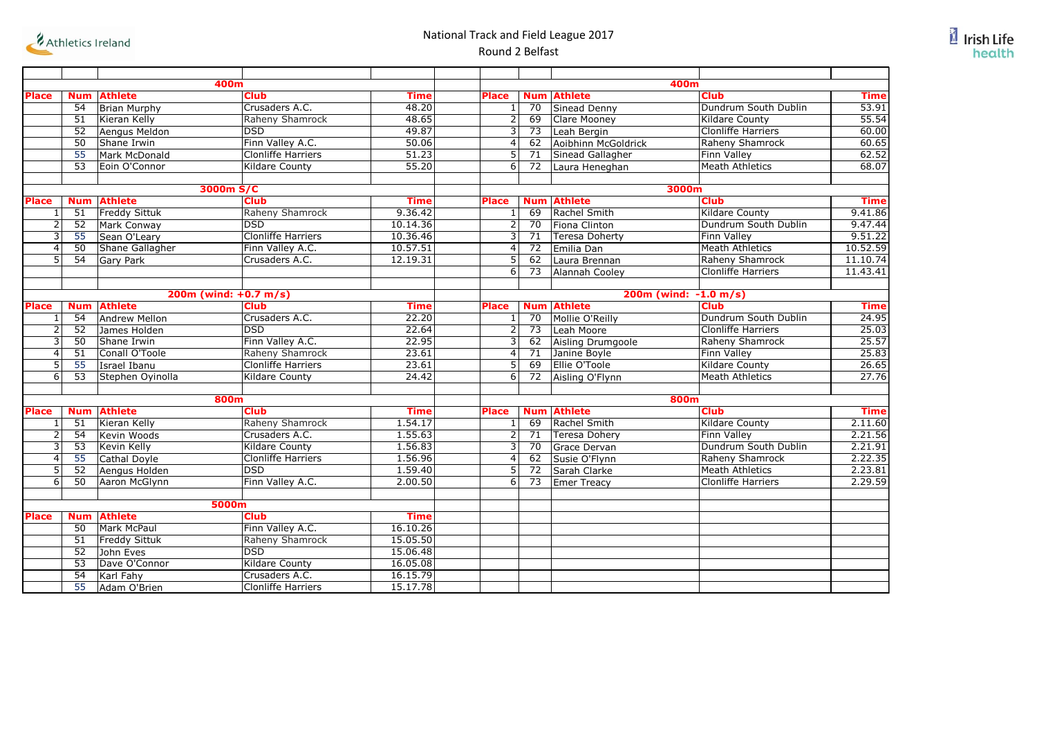National Track and Field League 2017

Round 2 Belfast

## 400m (Men)

| Place | Num | Athlete | Club | Time |
|---|---|---|---|---|
| | 54 | Brian Murphy | Crusaders A.C. | 48.20 |
| | 51 | Kieran Kelly | Raheny Shamrock | 48.65 |
| | 52 | Aengus Meldon | DSD | 49.87 |
| | 50 | Shane Irwin | Finn Valley A.C. | 50.06 |
| | 55 | Mark McDonald | Clonliffe Harriers | 51.23 |
| | 53 | Eoin O'Connor | Kildare County | 55.20 |

## 400m (Women)

| Place | Num | Athlete | Club | Time |
|---|---|---|---|---|
| 1 | 70 | Sinead Denny | Dundrum South Dublin | 53.91 |
| 2 | 69 | Clare Mooney | Kildare County | 55.54 |
| 3 | 73 | Leah Bergin | Clonliffe Harriers | 60.00 |
| 4 | 62 | Aoibhinn McGoldrick | Raheny Shamrock | 60.65 |
| 5 | 71 | Sinead Gallagher | Finn Valley | 62.52 |
| 6 | 72 | Laura Heneghan | Meath Athletics | 68.07 |

## 3000m S/C

| Place | Num | Athlete | Club | Time |
|---|---|---|---|---|
| 1 | 51 | Freddy Sittuk | Raheny Shamrock | 9.36.42 |
| 2 | 52 | Mark Conway | DSD | 10.14.36 |
| 3 | 55 | Sean O'Leary | Clonliffe Harriers | 10.36.46 |
| 4 | 50 | Shane Gallagher | Finn Valley A.C. | 10.57.51 |
| 5 | 54 | Gary Park | Crusaders A.C. | 12.19.31 |

## 3000m

| Place | Num | Athlete | Club | Time |
|---|---|---|---|---|
| 1 | 69 | Rachel Smith | Kildare County | 9.41.86 |
| 2 | 70 | Fiona Clinton | Dundrum South Dublin | 9.47.44 |
| 3 | 71 | Teresa Doherty | Finn Valley | 9.51.22 |
| 4 | 72 | Emilia Dan | Meath Athletics | 10.52.59 |
| 5 | 62 | Laura Brennan | Raheny Shamrock | 11.10.74 |
| 6 | 73 | Alannah Cooley | Clonliffe Harriers | 11.43.41 |

## 200m (wind: +0.7 m/s)

| Place | Num | Athlete | Club | Time |
|---|---|---|---|---|
| 1 | 54 | Andrew Mellon | Crusaders A.C. | 22.20 |
| 2 | 52 | James Holden | DSD | 22.64 |
| 3 | 50 | Shane Irwin | Finn Valley A.C. | 22.95 |
| 4 | 51 | Conall O'Toole | Raheny Shamrock | 23.61 |
| 5 | 55 | Israel Ibanu | Clonliffe Harriers | 23.61 |
| 6 | 53 | Stephen Oyinolla | Kildare County | 24.42 |

## 200m (wind: -1.0 m/s)

| Place | Num | Athlete | Club | Time |
|---|---|---|---|---|
| 1 | 70 | Mollie O'Reilly | Dundrum South Dublin | 24.95 |
| 2 | 73 | Leah Moore | Clonliffe Harriers | 25.03 |
| 3 | 62 | Aisling Drumgoole | Raheny Shamrock | 25.57 |
| 4 | 71 | Janine Boyle | Finn Valley | 25.83 |
| 5 | 69 | Ellie O'Toole | Kildare County | 26.65 |
| 6 | 72 | Aisling O'Flynn | Meath Athletics | 27.76 |

## 800m (Men)

| Place | Num | Athlete | Club | Time |
|---|---|---|---|---|
| 1 | 51 | Kieran Kelly | Raheny Shamrock | 1.54.17 |
| 2 | 54 | Kevin Woods | Crusaders A.C. | 1.55.63 |
| 3 | 53 | Kevin Kelly | Kildare County | 1.56.83 |
| 4 | 55 | Cathal Doyle | Clonliffe Harriers | 1.56.96 |
| 5 | 52 | Aengus Holden | DSD | 1.59.40 |
| 6 | 50 | Aaron McGlynn | Finn Valley A.C. | 2.00.50 |

## 800m (Women)

| Place | Num | Athlete | Club | Time |
|---|---|---|---|---|
| 1 | 69 | Rachel Smith | Kildare County | 2.11.60 |
| 2 | 71 | Teresa Dohery | Finn Valley | 2.21.56 |
| 3 | 70 | Grace Dervan | Dundrum South Dublin | 2.21.91 |
| 4 | 62 | Susie O'Flynn | Raheny Shamrock | 2.22.35 |
| 5 | 72 | Sarah Clarke | Meath Athletics | 2.23.81 |
| 6 | 73 | Emer Treacy | Clonliffe Harriers | 2.29.59 |

## 5000m

| Place | Num | Athlete | Club | Time |
|---|---|---|---|---|
| | 50 | Mark McPaul | Finn Valley A.C. | 16.10.26 |
| | 51 | Freddy Sittuk | Raheny Shamrock | 15.05.50 |
| | 52 | John Eves | DSD | 15.06.48 |
| | 53 | Dave O'Connor | Kildare County | 16.05.08 |
| | 54 | Karl Fahy | Crusaders A.C. | 16.15.79 |
| | 55 | Adam O'Brien | Clonliffe Harriers | 15.17.78 |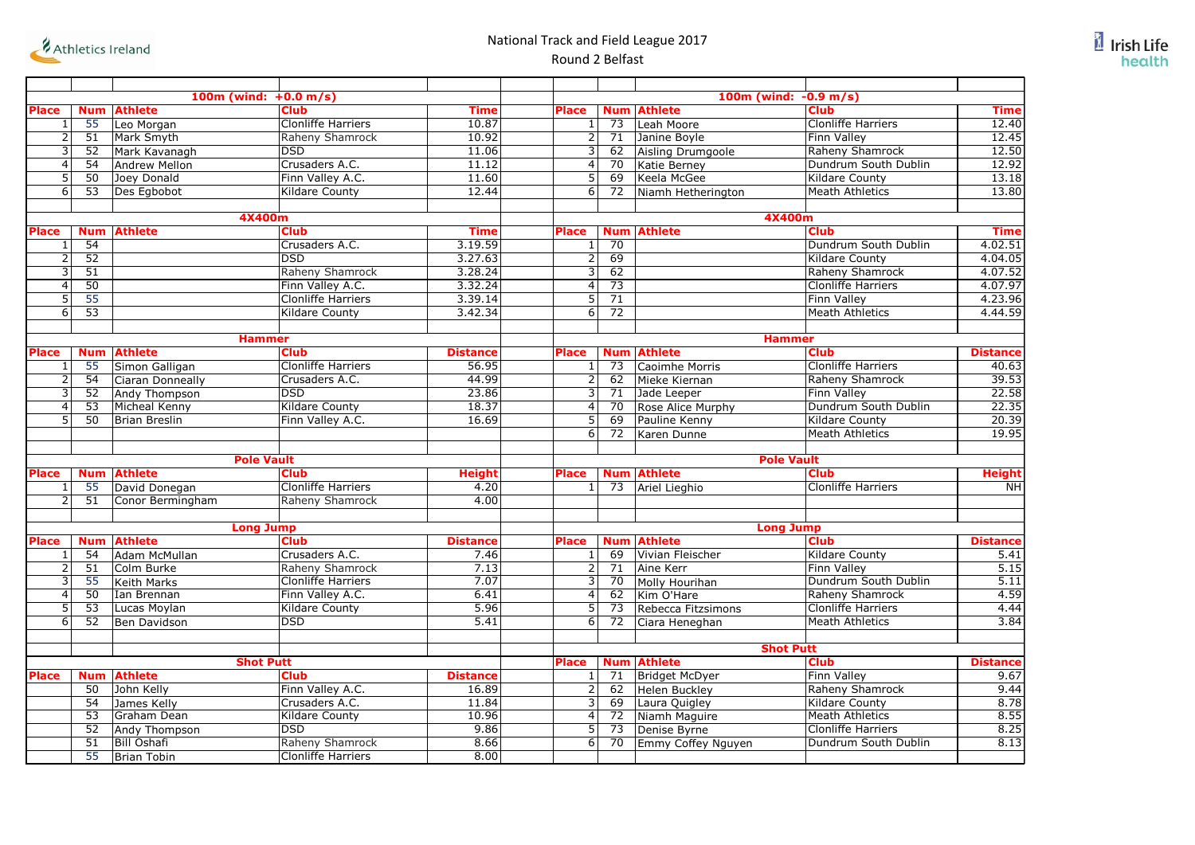Athletics Ireland

National Track and Field League 2017

Round 2 Belfast

Irish Life health

## Men

### 100m (wind: +0.0 m/s)

| Place | Num | Athlete | Club | Time |
|---|---|---|---|---|
| 1 | 55 | Leo Morgan | Clonliffe Harriers | 10.87 |
| 2 | 51 | Mark Smyth | Raheny Shamrock | 10.92 |
| 3 | 52 | Mark Kavanagh | DSD | 11.06 |
| 4 | 54 | Andrew Mellon | Crusaders A.C. | 11.12 |
| 5 | 50 | Joey Donald | Finn Valley A.C. | 11.60 |
| 6 | 53 | Des Egbobot | Kildare County | 12.44 |

### 4X400m

| Place | Num | Athlete | Club | Time |
|---|---|---|---|---|
| 1 | 54 | | Crusaders A.C. | 3.19.59 |
| 2 | 52 | | DSD | 3.27.63 |
| 3 | 51 | | Raheny Shamrock | 3.28.24 |
| 4 | 50 | | Finn Valley A.C. | 3.32.24 |
| 5 | 55 | | Clonliffe Harriers | 3.39.14 |
| 6 | 53 | | Kildare County | 3.42.34 |

### Hammer

| Place | Num | Athlete | Club | Distance |
|---|---|---|---|---|
| 1 | 55 | Simon Galligan | Clonliffe Harriers | 56.95 |
| 2 | 54 | Ciaran Donneally | Crusaders A.C. | 44.99 |
| 3 | 52 | Andy Thompson | DSD | 23.86 |
| 4 | 53 | Micheal Kenny | Kildare County | 18.37 |
| 5 | 50 | Brian Breslin | Finn Valley A.C. | 16.69 |

### Pole Vault

| Place | Num | Athlete | Club | Height |
|---|---|---|---|---|
| 1 | 55 | David Donegan | Clonliffe Harriers | 4.20 |
| 2 | 51 | Conor Bermingham | Raheny Shamrock | 4.00 |

### Long Jump

| Place | Num | Athlete | Club | Distance |
|---|---|---|---|---|
| 1 | 54 | Adam McMullan | Crusaders A.C. | 7.46 |
| 2 | 51 | Colm Burke | Raheny Shamrock | 7.13 |
| 3 | 55 | Keith Marks | Clonliffe Harriers | 7.07 |
| 4 | 50 | Ian Brennan | Finn Valley A.C. | 6.41 |
| 5 | 53 | Lucas Moylan | Kildare County | 5.96 |
| 6 | 52 | Ben Davidson | DSD | 5.41 |

### Shot Putt

| Place | Num | Athlete | Club | Distance |
|---|---|---|---|---|
| | 50 | John Kelly | Finn Valley A.C. | 16.89 |
| | 54 | James Kelly | Crusaders A.C. | 11.84 |
| | 53 | Graham Dean | Kildare County | 10.96 |
| | 52 | Andy Thompson | DSD | 9.86 |
| | 51 | Bill Oshafi | Raheny Shamrock | 8.66 |
| | 55 | Brian Tobin | Clonliffe Harriers | 8.00 |

## Women

### 100m (wind: -0.9 m/s)

| Place | Num | Athlete | Club | Time |
|---|---|---|---|---|
| 1 | 73 | Leah Moore | Clonliffe Harriers | 12.40 |
| 2 | 71 | Janine Boyle | Finn Valley | 12.45 |
| 3 | 62 | Aisling Drumgoole | Raheny Shamrock | 12.50 |
| 4 | 70 | Katie Berney | Dundrum South Dublin | 12.92 |
| 5 | 69 | Keela McGee | Kildare County | 13.18 |
| 6 | 72 | Niamh Hetherington | Meath Athletics | 13.80 |

### 4X400m

| Place | Num | Athlete | Club | Time |
|---|---|---|---|---|
| 1 | 70 | | Dundrum South Dublin | 4.02.51 |
| 2 | 69 | | Kildare County | 4.04.05 |
| 3 | 62 | | Raheny Shamrock | 4.07.52 |
| 4 | 73 | | Clonliffe Harriers | 4.07.97 |
| 5 | 71 | | Finn Valley | 4.23.96 |
| 6 | 72 | | Meath Athletics | 4.44.59 |

### Hammer

| Place | Num | Athlete | Club | Distance |
|---|---|---|---|---|
| 1 | 73 | Caoimhe Morris | Clonliffe Harriers | 40.63 |
| 2 | 62 | Mieke Kiernan | Raheny Shamrock | 39.53 |
| 3 | 71 | Jade Leeper | Finn Valley | 22.58 |
| 4 | 70 | Rose Alice Murphy | Dundrum South Dublin | 22.35 |
| 5 | 69 | Pauline Kenny | Kildare County | 20.39 |
| 6 | 72 | Karen Dunne | Meath Athletics | 19.95 |

### Pole Vault

| Place | Num | Athlete | Club | Height |
|---|---|---|---|---|
| 1 | 73 | Ariel Lieghio | Clonliffe Harriers | NH |

### Long Jump

| Place | Num | Athlete | Club | Distance |
|---|---|---|---|---|
| 1 | 69 | Vivian Fleischer | Kildare County | 5.41 |
| 2 | 71 | Aine Kerr | Finn Valley | 5.15 |
| 3 | 70 | Molly Hourihan | Dundrum South Dublin | 5.11 |
| 4 | 62 | Kim O'Hare | Raheny Shamrock | 4.59 |
| 5 | 73 | Rebecca Fitzsimons | Clonliffe Harriers | 4.44 |
| 6 | 72 | Ciara Heneghan | Meath Athletics | 3.84 |

### Shot Putt

| Place | Num | Athlete | Club | Distance |
|---|---|---|---|---|
| 1 | 71 | Bridget McDyer | Finn Valley | 9.67 |
| 2 | 62 | Helen Buckley | Raheny Shamrock | 9.44 |
| 3 | 69 | Laura Quigley | Kildare County | 8.78 |
| 4 | 72 | Niamh Maguire | Meath Athletics | 8.55 |
| 5 | 73 | Denise Byrne | Clonliffe Harriers | 8.25 |
| 6 | 70 | Emmy Coffey Nguyen | Dundrum South Dublin | 8.13 |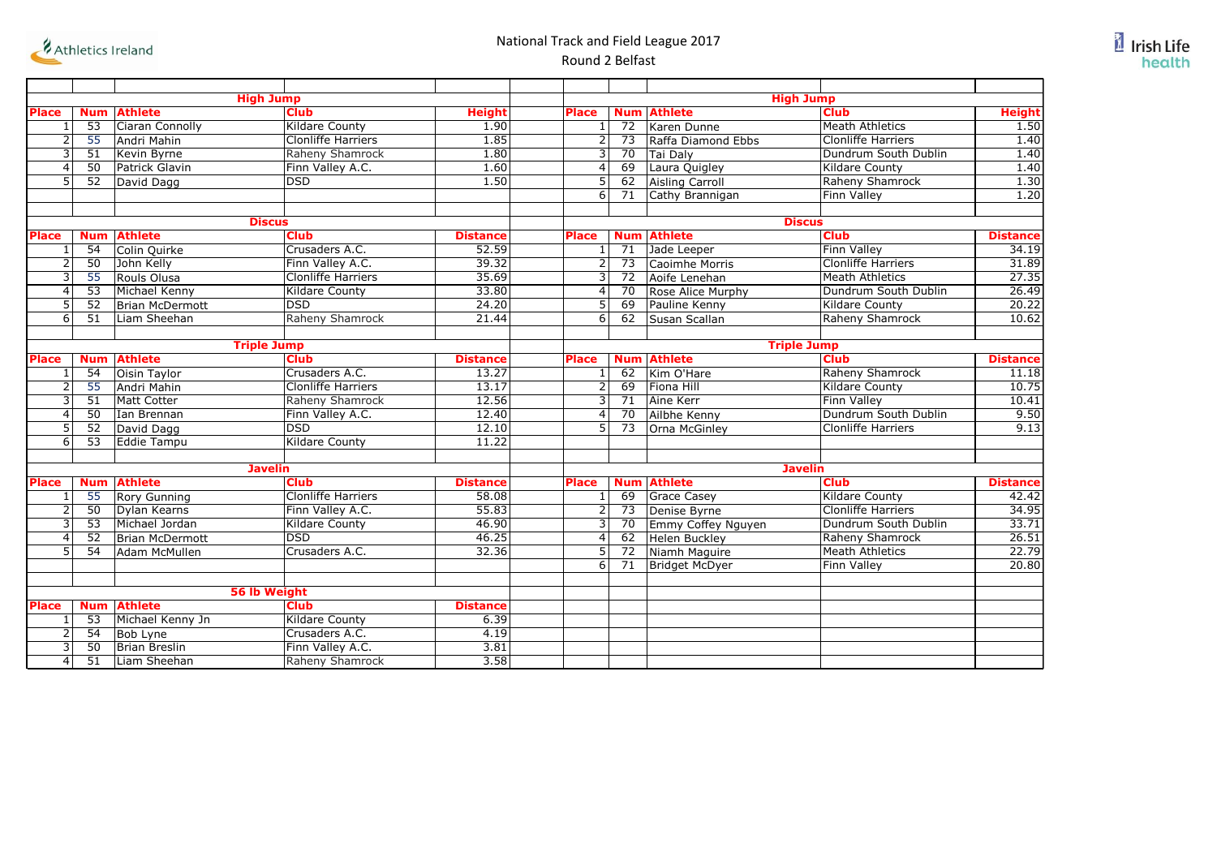National Track and Field League 2017

Round 2 Belfast

## High Jump

| Place | Num | Athlete | Club | Height |
|---|---|---|---|---|
| 1 | 53 | Ciaran Connolly | Kildare County | 1.90 |
| 2 | 55 | Andri Mahin | Clonliffe Harriers | 1.85 |
| 3 | 51 | Kevin Byrne | Raheny Shamrock | 1.80 |
| 4 | 50 | Patrick Glavin | Finn Valley A.C. | 1.60 |
| 5 | 52 | David Dagg | DSD | 1.50 |

## Discus

| Place | Num | Athlete | Club | Distance |
|---|---|---|---|---|
| 1 | 54 | Colin Quirke | Crusaders A.C. | 52.59 |
| 2 | 50 | John Kelly | Finn Valley A.C. | 39.32 |
| 3 | 55 | Rouls Olusa | Clonliffe Harriers | 35.69 |
| 4 | 53 | Michael Kenny | Kildare County | 33.80 |
| 5 | 52 | Brian McDermott | DSD | 24.20 |
| 6 | 51 | Liam Sheehan | Raheny Shamrock | 21.44 |

## Triple Jump

| Place | Num | Athlete | Club | Distance |
|---|---|---|---|---|
| 1 | 54 | Oisin Taylor | Crusaders A.C. | 13.27 |
| 2 | 55 | Andri Mahin | Clonliffe Harriers | 13.17 |
| 3 | 51 | Matt Cotter | Raheny Shamrock | 12.56 |
| 4 | 50 | Ian Brennan | Finn Valley A.C. | 12.40 |
| 5 | 52 | David Dagg | DSD | 12.10 |
| 6 | 53 | Eddie Tampu | Kildare County | 11.22 |

## Javelin

| Place | Num | Athlete | Club | Distance |
|---|---|---|---|---|
| 1 | 55 | Rory Gunning | Clonliffe Harriers | 58.08 |
| 2 | 50 | Dylan Kearns | Finn Valley A.C. | 55.83 |
| 3 | 53 | Michael Jordan | Kildare County | 46.90 |
| 4 | 52 | Brian McDermott | DSD | 46.25 |
| 5 | 54 | Adam McMullen | Crusaders A.C. | 32.36 |

## 56 lb Weight

| Place | Num | Athlete | Club | Distance |
|---|---|---|---|---|
| 1 | 53 | Michael Kenny Jn | Kildare County | 6.39 |
| 2 | 54 | Bob Lyne | Crusaders A.C. | 4.19 |
| 3 | 50 | Brian Breslin | Finn Valley A.C. | 3.81 |
| 4 | 51 | Liam Sheehan | Raheny Shamrock | 3.58 |

## High Jump

| Place | Num | Athlete | Club | Height |
|---|---|---|---|---|
| 1 | 72 | Karen Dunne | Meath Athletics | 1.50 |
| 2 | 73 | Raffa Diamond Ebbs | Clonliffe Harriers | 1.40 |
| 3 | 70 | Tai Daly | Dundrum South Dublin | 1.40 |
| 4 | 69 | Laura Quigley | Kildare County | 1.40 |
| 5 | 62 | Aisling Carroll | Raheny Shamrock | 1.30 |
| 6 | 71 | Cathy Brannigan | Finn Valley | 1.20 |

## Discus

| Place | Num | Athlete | Club | Distance |
|---|---|---|---|---|
| 1 | 71 | Jade Leeper | Finn Valley | 34.19 |
| 2 | 73 | Caoimhe Morris | Clonliffe Harriers | 31.89 |
| 3 | 72 | Aoife Lenehan | Meath Athletics | 27.35 |
| 4 | 70 | Rose Alice Murphy | Dundrum South Dublin | 26.49 |
| 5 | 69 | Pauline Kenny | Kildare County | 20.22 |
| 6 | 62 | Susan Scallan | Raheny Shamrock | 10.62 |

## Triple Jump

| Place | Num | Athlete | Club | Distance |
|---|---|---|---|---|
| 1 | 62 | Kim O'Hare | Raheny Shamrock | 11.18 |
| 2 | 69 | Fiona Hill | Kildare County | 10.75 |
| 3 | 71 | Aine Kerr | Finn Valley | 10.41 |
| 4 | 70 | Ailbhe Kenny | Dundrum South Dublin | 9.50 |
| 5 | 73 | Orna McGinley | Clonliffe Harriers | 9.13 |

## Javelin

| Place | Num | Athlete | Club | Distance |
|---|---|---|---|---|
| 1 | 69 | Grace Casey | Kildare County | 42.42 |
| 2 | 73 | Denise Byrne | Clonliffe Harriers | 34.95 |
| 3 | 70 | Emmy Coffey Nguyen | Dundrum South Dublin | 33.71 |
| 4 | 62 | Helen Buckley | Raheny Shamrock | 26.51 |
| 5 | 72 | Niamh Maguire | Meath Athletics | 22.79 |
| 6 | 71 | Bridget McDyer | Finn Valley | 20.80 |